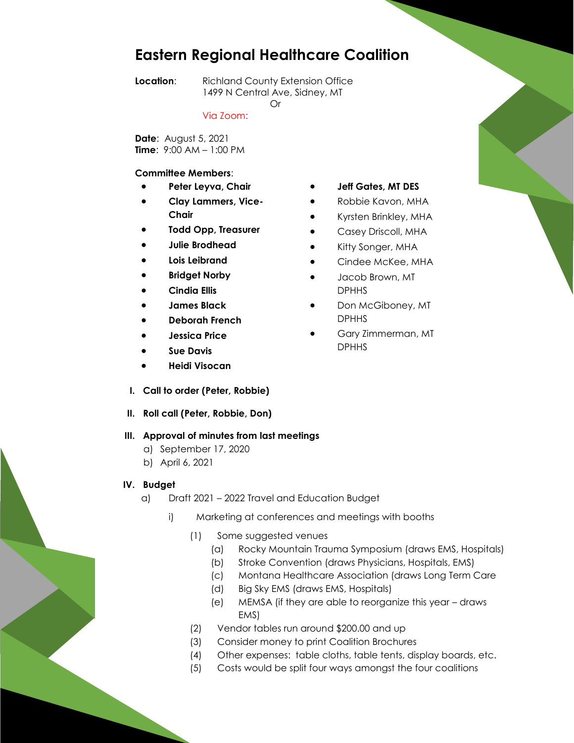# Eastern Regional Healthcare Coalition

**Location**: Richland County Extension Office
1499 N Central Ave, Sidney, MT
Or
Via Zoom:

**Date**: August 5, 2021
**Time**: 9:00 AM – 1:00 PM

**Committee Members**:

- **Peter Leyva, Chair**
- **Clay Lammers, Vice-Chair**
- **Todd Opp, Treasurer**
- **Julie Brodhead**
- **Lois Leibrand**
- **Bridget Norby**
- **Cindia Ellis**
- **James Black**
- **Deborah French**
- **Jessica Price**
- **Sue Davis**
- **Heidi Visocan**
- **Jeff Gates, MT DES**
- Robbie Kavon, MHA
- Kyrsten Brinkley, MHA
- Casey Driscoll, MHA
- Kitty Songer, MHA
- Cindee McKee, MHA
- Jacob Brown, MT DPHHS
- Don McGiboney, MT DPHHS
- Gary Zimmerman, MT DPHHS

I. **Call to order (Peter, Robbie)**

II. **Roll call (Peter, Robbie, Don)**

III. **Approval of minutes from last meetings**
   a) September 17, 2020
   b) April 6, 2021

IV. **Budget**
   a) Draft 2021 – 2022 Travel and Education Budget
      i) Marketing at conferences and meetings with booths
         (1) Some suggested venues
            (a) Rocky Mountain Trauma Symposium (draws EMS, Hospitals)
            (b) Stroke Convention (draws Physicians, Hospitals, EMS)
            (c) Montana Healthcare Association (draws Long Term Care
            (d) Big Sky EMS (draws EMS, Hospitals)
            (e) MEMSA (if they are able to reorganize this year – draws EMS)
         (2) Vendor tables run around $200.00 and up
         (3) Consider money to print Coalition Brochures
         (4) Other expenses: table cloths, table tents, display boards, etc.
         (5) Costs would be split four ways amongst the four coalitions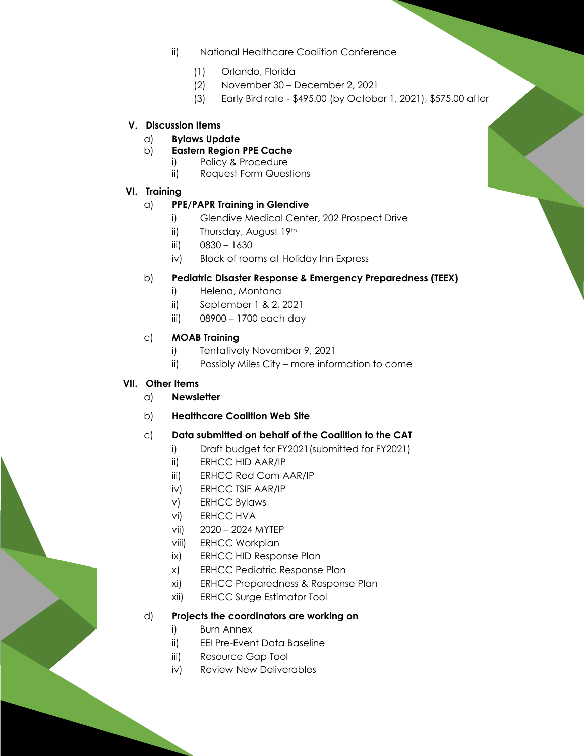ii) National Healthcare Coalition Conference

(1) Orlando, Florida

(2) November 30 – December 2, 2021

(3) Early Bird rate - $495.00 (by October 1, 2021), $575.00 after

**V. Discussion Items**

a) **Bylaws Update**

b) **Eastern Region PPE Cache**

i) Policy & Procedure

ii) Request Form Questions

**VI. Training**

a) **PPE/PAPR Training in Glendive**

i) Glendive Medical Center, 202 Prospect Drive

ii) Thursday, August 19th

iii) 0830 – 1630

iv) Block of rooms at Holiday Inn Express

b) **Pediatric Disaster Response & Emergency Preparedness (TEEX)**

i) Helena, Montana

ii) September 1 & 2, 2021

iii) 08900 – 1700 each day

c) **MOAB Training**

i) Tentatively November 9, 2021

ii) Possibly Miles City – more information to come

**VII. Other Items**

a) **Newsletter**

b) **Healthcare Coalition Web Site**

c) **Data submitted on behalf of the Coalition to the CAT**

i) Draft budget for FY2021 (submitted for FY2021)

ii) ERHCC HID AAR/IP

iii) ERHCC Red Com AAR/IP

iv) ERHCC TSIF AAR/IP

v) ERHCC Bylaws

vi) ERHCC HVA

vii) 2020 – 2024 MYTEP

viii) ERHCC Workplan

ix) ERHCC HID Response Plan

x) ERHCC Pediatric Response Plan

xi) ERHCC Preparedness & Response Plan

xii) ERHCC Surge Estimator Tool

d) **Projects the coordinators are working on**

i) Burn Annex

ii) EEI Pre-Event Data Baseline

iii) Resource Gap Tool

iv) Review New Deliverables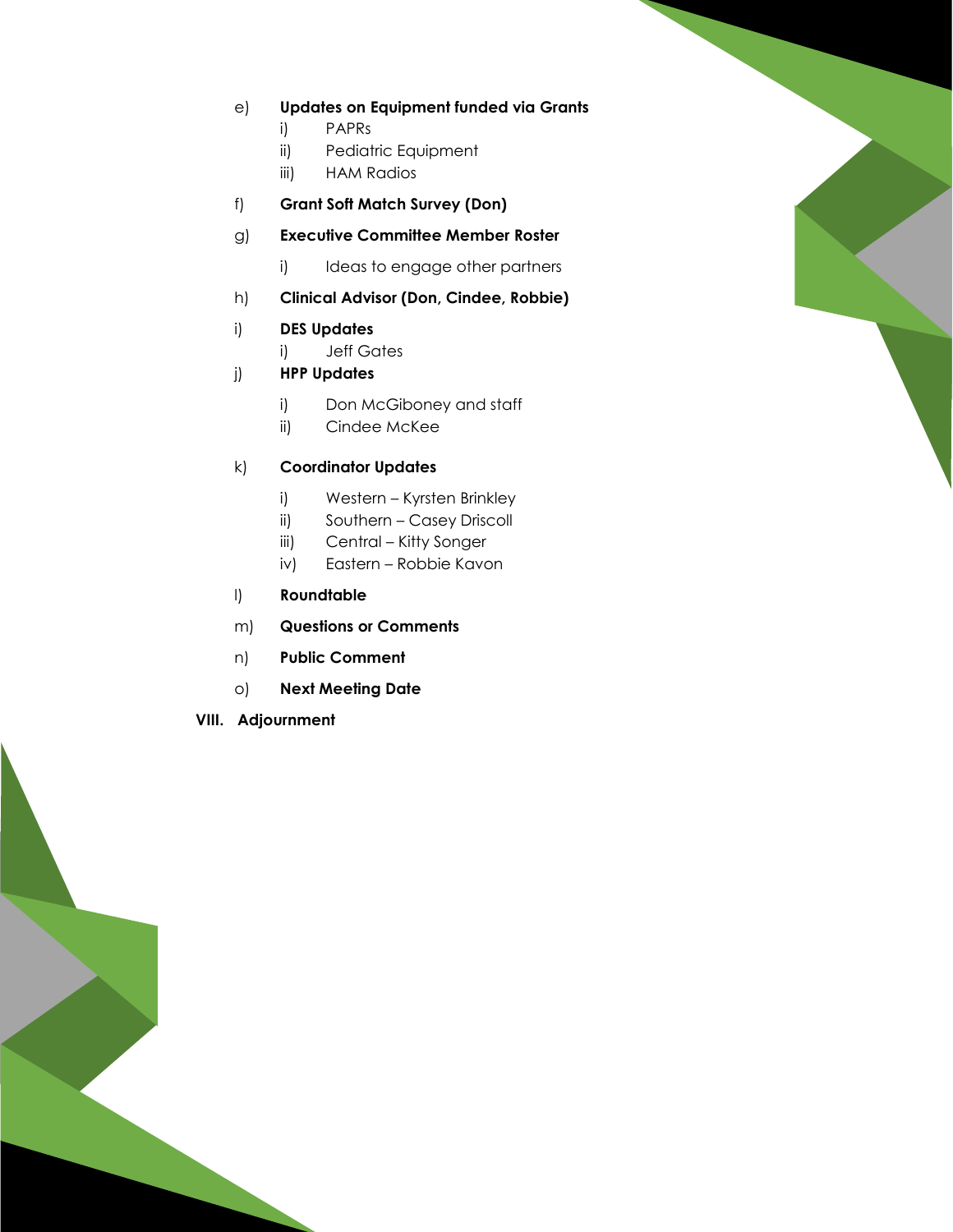e) **Updates on Equipment funded via Grants**

   i) PAPRs

   ii) Pediatric Equipment

   iii) HAM Radios

f) **Grant Soft Match Survey (Don)**

g) **Executive Committee Member Roster**

   i) Ideas to engage other partners

h) **Clinical Advisor (Don, Cindee, Robbie)**

i) **DES Updates**

   i) Jeff Gates

j) **HPP Updates**

   i) Don McGiboney and staff

   ii) Cindee McKee

k) **Coordinator Updates**

   i) Western – Kyrsten Brinkley

   ii) Southern – Casey Driscoll

   iii) Central – Kitty Songer

   iv) Eastern – Robbie Kavon

l) **Roundtable**

m) **Questions or Comments**

n) **Public Comment**

o) **Next Meeting Date**

**VIII. Adjournment**